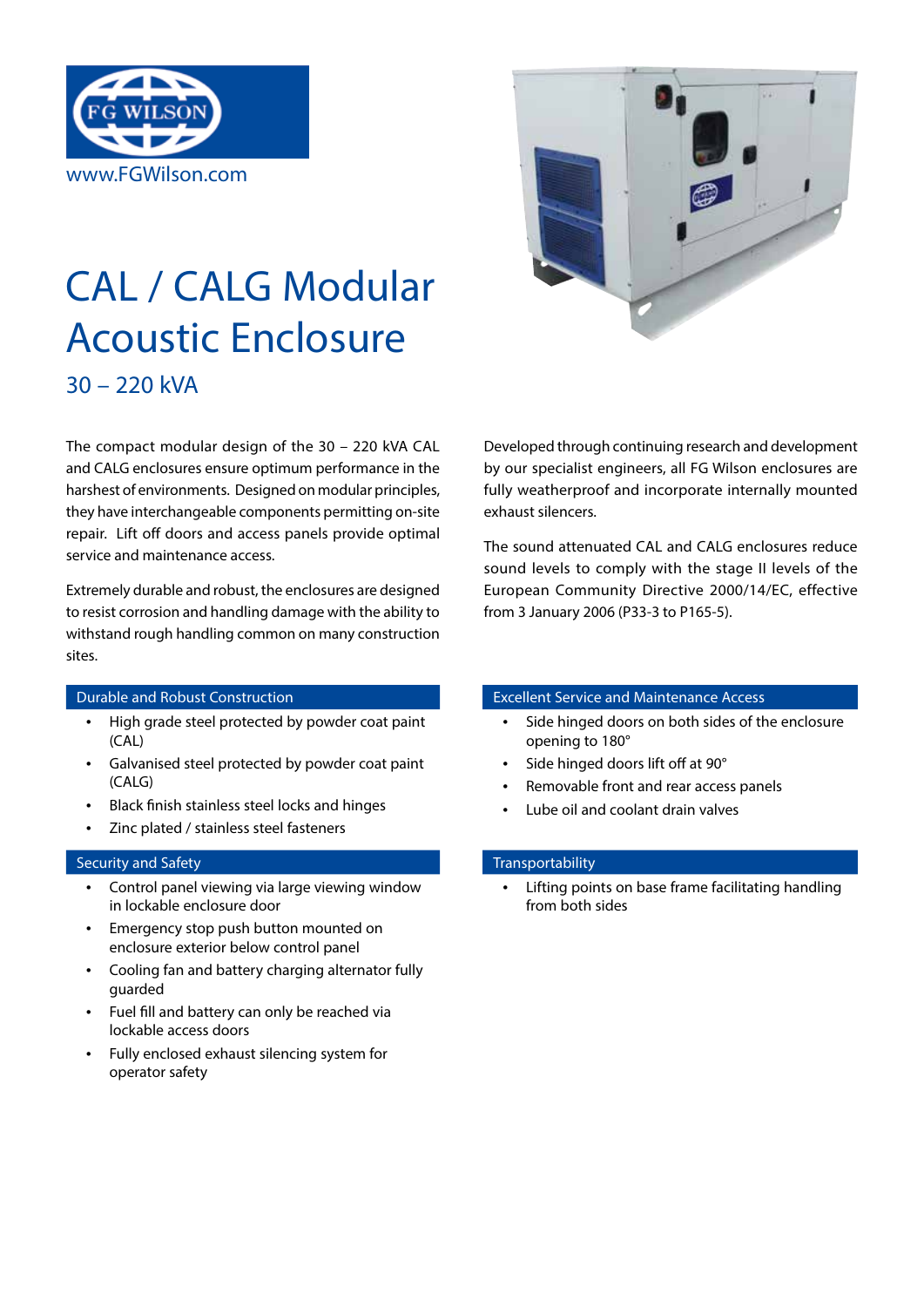FG WILSON

www.FGWilson.com

# CAL / CALG Modular Acoustic Enclosure

## 30 – 220 kVA

The compact modular design of the 30 – 220 kVA CAL and CALG enclosures ensure optimum performance in the harshest of environments. Designed on modular principles, they have interchangeable components permitting on-site repair. Lift off doors and access panels provide optimal service and maintenance access.

Extremely durable and robust, the enclosures are designed to resist corrosion and handling damage with the ability to withstand rough handling common on many construction sites.

Developed through continuing research and development by our specialist engineers, all FG Wilson enclosures are fully weatherproof and incorporate internally mounted exhaust silencers.

The sound attenuated CAL and CALG enclosures reduce sound levels to comply with the stage II levels of the European Community Directive 2000/14/EC, effective from 3 January 2006 (P33-3 to P165-5).

### Durable and Robust Construction

- High grade steel protected by powder coat paint (CAL)
- Galvanised steel protected by powder coat paint (CALG)
- Black finish stainless steel locks and hinges
- Zinc plated / stainless steel fasteners

### Security and Safety

- Control panel viewing via large viewing window in lockable enclosure door
- Emergency stop push button mounted on enclosure exterior below control panel
- Cooling fan and battery charging alternator fully guarded
- Fuel fill and battery can only be reached via lockable access doors
- Fully enclosed exhaust silencing system for operator safety

### Excellent Service and Maintenance Access

- Side hinged doors on both sides of the enclosure opening to 180°
- Side hinged doors lift off at 90°
- Removable front and rear access panels
- Lube oil and coolant drain valves

### Transportability

- Lifting points on base frame facilitating handling from both sides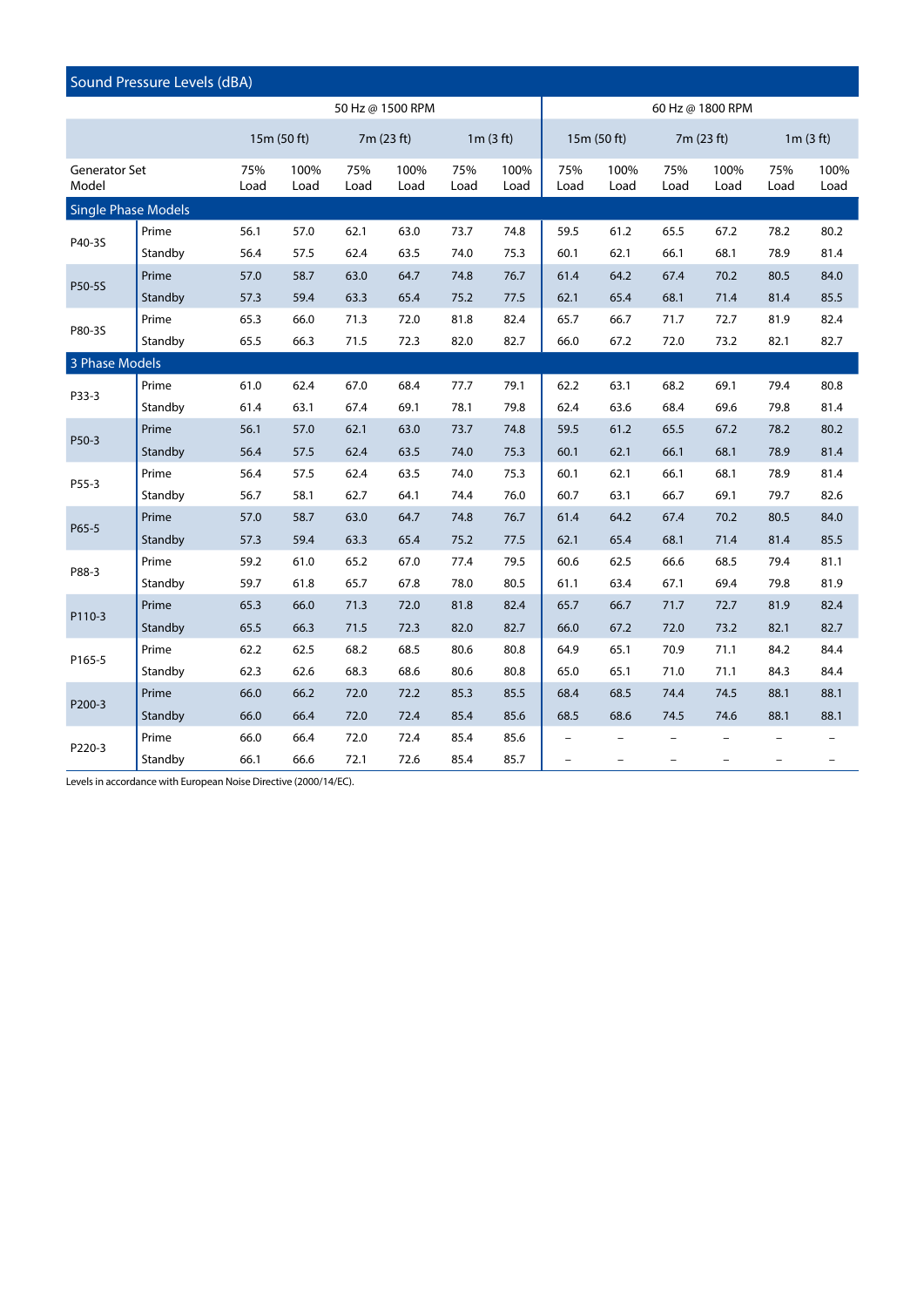## Sound Pressure Levels (dBA)

| Generator Set Model | | 50 Hz @ 1500 RPM | | | | | | 60 Hz @ 1800 RPM | | | | | |
|---|---|---|---|---|---|---|---|---|---|---|---|---|---|
| | | 15m (50 ft) | | 7m (23 ft) | | 1m (3 ft) | | 15m (50 ft) | | 7m (23 ft) | | 1m (3 ft) | |
| | | 75% Load | 100% Load | 75% Load | 100% Load | 75% Load | 100% Load | 75% Load | 100% Load | 75% Load | 100% Load | 75% Load | 100% Load |
| **Single Phase Models** | | | | | | | | | | | | | |
| P40-3S | Prime | 56.1 | 57.0 | 62.1 | 63.0 | 73.7 | 74.8 | 59.5 | 61.2 | 65.5 | 67.2 | 78.2 | 80.2 |
| | Standby | 56.4 | 57.5 | 62.4 | 63.5 | 74.0 | 75.3 | 60.1 | 62.1 | 66.1 | 68.1 | 78.9 | 81.4 |
| P50-5S | Prime | 57.0 | 58.7 | 63.0 | 64.7 | 74.8 | 76.7 | 61.4 | 64.2 | 67.4 | 70.2 | 80.5 | 84.0 |
| | Standby | 57.3 | 59.4 | 63.3 | 65.4 | 75.2 | 77.5 | 62.1 | 65.4 | 68.1 | 71.4 | 81.4 | 85.5 |
| P80-3S | Prime | 65.3 | 66.0 | 71.3 | 72.0 | 81.8 | 82.4 | 65.7 | 66.7 | 71.7 | 72.7 | 81.9 | 82.4 |
| | Standby | 65.5 | 66.3 | 71.5 | 72.3 | 82.0 | 82.7 | 66.0 | 67.2 | 72.0 | 73.2 | 82.1 | 82.7 |
| **3 Phase Models** | | | | | | | | | | | | | |
| P33-3 | Prime | 61.0 | 62.4 | 67.0 | 68.4 | 77.7 | 79.1 | 62.2 | 63.1 | 68.2 | 69.1 | 79.4 | 80.8 |
| | Standby | 61.4 | 63.1 | 67.4 | 69.1 | 78.1 | 79.8 | 62.4 | 63.6 | 68.4 | 69.6 | 79.8 | 81.4 |
| P50-3 | Prime | 56.1 | 57.0 | 62.1 | 63.0 | 73.7 | 74.8 | 59.5 | 61.2 | 65.5 | 67.2 | 78.2 | 80.2 |
| | Standby | 56.4 | 57.5 | 62.4 | 63.5 | 74.0 | 75.3 | 60.1 | 62.1 | 66.1 | 68.1 | 78.9 | 81.4 |
| P55-3 | Prime | 56.4 | 57.5 | 62.4 | 63.5 | 74.0 | 75.3 | 60.1 | 62.1 | 66.1 | 68.1 | 78.9 | 81.4 |
| | Standby | 56.7 | 58.1 | 62.7 | 64.1 | 74.4 | 76.0 | 60.7 | 63.1 | 66.7 | 69.1 | 79.7 | 82.6 |
| P65-5 | Prime | 57.0 | 58.7 | 63.0 | 64.7 | 74.8 | 76.7 | 61.4 | 64.2 | 67.4 | 70.2 | 80.5 | 84.0 |
| | Standby | 57.3 | 59.4 | 63.3 | 65.4 | 75.2 | 77.5 | 62.1 | 65.4 | 68.1 | 71.4 | 81.4 | 85.5 |
| P88-3 | Prime | 59.2 | 61.0 | 65.2 | 67.0 | 77.4 | 79.5 | 60.6 | 62.5 | 66.6 | 68.5 | 79.4 | 81.1 |
| | Standby | 59.7 | 61.8 | 65.7 | 67.8 | 78.0 | 80.5 | 61.1 | 63.4 | 67.1 | 69.4 | 79.8 | 81.9 |
| P110-3 | Prime | 65.3 | 66.0 | 71.3 | 72.0 | 81.8 | 82.4 | 65.7 | 66.7 | 71.7 | 72.7 | 81.9 | 82.4 |
| | Standby | 65.5 | 66.3 | 71.5 | 72.3 | 82.0 | 82.7 | 66.0 | 67.2 | 72.0 | 73.2 | 82.1 | 82.7 |
| P165-5 | Prime | 62.2 | 62.5 | 68.2 | 68.5 | 80.6 | 80.8 | 64.9 | 65.1 | 70.9 | 71.1 | 84.2 | 84.4 |
| | Standby | 62.3 | 62.6 | 68.3 | 68.6 | 80.6 | 80.8 | 65.0 | 65.1 | 71.0 | 71.1 | 84.3 | 84.4 |
| P200-3 | Prime | 66.0 | 66.2 | 72.0 | 72.2 | 85.3 | 85.5 | 68.4 | 68.5 | 74.4 | 74.5 | 88.1 | 88.1 |
| | Standby | 66.0 | 66.4 | 72.0 | 72.4 | 85.4 | 85.6 | 68.5 | 68.6 | 74.5 | 74.6 | 88.1 | 88.1 |
| P220-3 | Prime | 66.0 | 66.4 | 72.0 | 72.4 | 85.4 | 85.6 | – | – | – | – | – | – |
| | Standby | 66.1 | 66.6 | 72.1 | 72.6 | 85.4 | 85.7 | – | – | – | – | – | – |

Levels in accordance with European Noise Directive (2000/14/EC).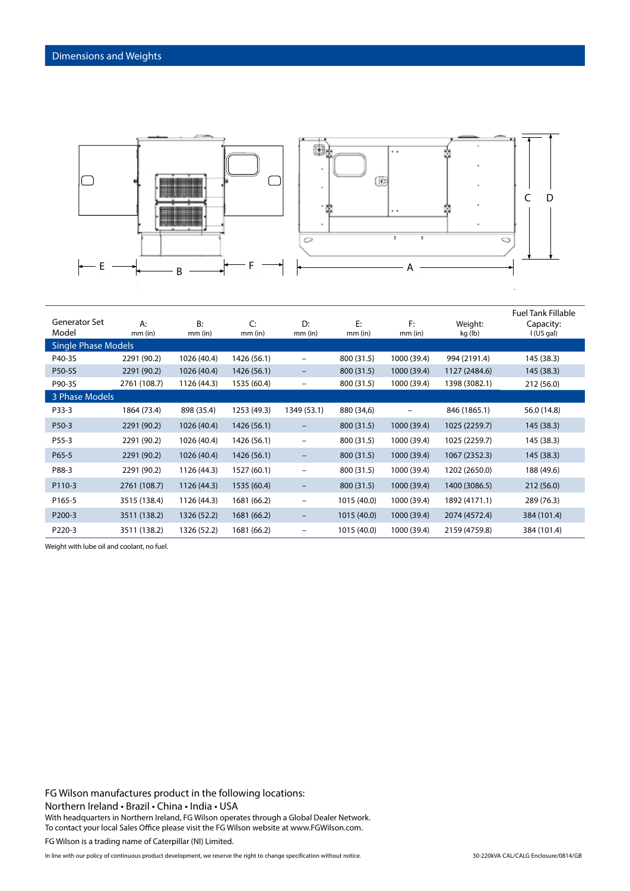## Dimensions and Weights

E B F A C D

| Generator Set Model | A: mm (in) | B: mm (in) | C: mm (in) | D: mm (in) | E: mm (in) | F: mm (in) | Weight: kg (lb) | Fuel Tank Fillable Capacity: l (US gal) |
|---|---|---|---|---|---|---|---|---|
| **Single Phase Models** | | | | | | | | |
| P40-3S | 2291 (90.2) | 1026 (40.4) | 1426 (56.1) | – | 800 (31.5) | 1000 (39.4) | 994 (2191.4) | 145 (38.3) |
| P50-5S | 2291 (90.2) | 1026 (40.4) | 1426 (56.1) | – | 800 (31.5) | 1000 (39.4) | 1127 (2484.6) | 145 (38.3) |
| P90-3S | 2761 (108.7) | 1126 (44.3) | 1535 (60.4) | – | 800 (31.5) | 1000 (39.4) | 1398 (3082.1) | 212 (56.0) |
| **3 Phase Models** | | | | | | | | |
| P33-3 | 1864 (73.4) | 898 (35.4) | 1253 (49.3) | 1349 (53.1) | 880 (34,6) | – | 846 (1865.1) | 56.0 (14.8) |
| P50-3 | 2291 (90.2) | 1026 (40.4) | 1426 (56.1) | – | 800 (31.5) | 1000 (39.4) | 1025 (2259.7) | 145 (38.3) |
| P55-3 | 2291 (90.2) | 1026 (40.4) | 1426 (56.1) | – | 800 (31.5) | 1000 (39.4) | 1025 (2259.7) | 145 (38.3) |
| P65-5 | 2291 (90.2) | 1026 (40.4) | 1426 (56.1) | – | 800 (31.5) | 1000 (39.4) | 1067 (2352.3) | 145 (38.3) |
| P88-3 | 2291 (90.2) | 1126 (44.3) | 1527 (60.1) | – | 800 (31.5) | 1000 (39.4) | 1202 (2650.0) | 188 (49.6) |
| P110-3 | 2761 (108.7) | 1126 (44.3) | 1535 (60.4) | – | 800 (31.5) | 1000 (39.4) | 1400 (3086.5) | 212 (56.0) |
| P165-5 | 3515 (138.4) | 1126 (44.3) | 1681 (66.2) | – | 1015 (40.0) | 1000 (39.4) | 1892 (4171.1) | 289 (76.3) |
| P200-3 | 3511 (138.2) | 1326 (52.2) | 1681 (66.2) | – | 1015 (40.0) | 1000 (39.4) | 2074 (4572.4) | 384 (101.4) |
| P220-3 | 3511 (138.2) | 1326 (52.2) | 1681 (66.2) | – | 1015 (40.0) | 1000 (39.4) | 2159 (4759.8) | 384 (101.4) |

Weight with lube oil and coolant, no fuel.

FG Wilson manufactures product in the following locations:
Northern Ireland • Brazil • China • India • USA

With headquarters in Northern Ireland, FG Wilson operates through a Global Dealer Network.
To contact your local Sales Office please visit the FG Wilson website at www.FGWilson.com.

FG Wilson is a trading name of Caterpillar (NI) Limited.

In line with our policy of continuous product development, we reserve the right to change specification without notice.

30-220kVA CAL/CALG Enclosure/0814/GB